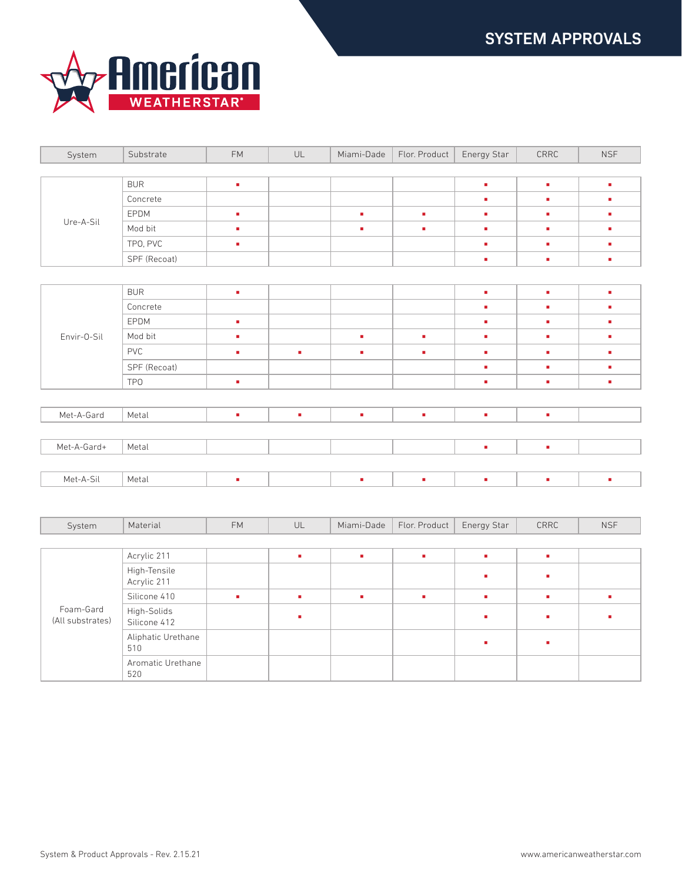# SYSTEM APPROVALS

American WEATHERSTAR®

| System | Substrate | FM | UL | Miami-Dade | Flor. Product | Energy Star | CRRC | NSF |
|---|---|---|---|---|---|---|---|---|
| Ure-A-Sil | BUR | ■ | | | | ■ | ■ | ■ |
| | Concrete | | | | | ■ | ■ | ■ |
| | EPDM | ■ | | ■ | ■ | ■ | ■ | ■ |
| | Mod bit | ■ | | ■ | ■ | ■ | ■ | ■ |
| | TPO, PVC | ■ | | | | ■ | ■ | ■ |
| | SPF (Recoat) | | | | | ■ | ■ | ■ |
| Envir-O-Sil | BUR | ■ | | | | ■ | ■ | ■ |
| | Concrete | | | | | ■ | ■ | ■ |
| | EPDM | ■ | | | | ■ | ■ | ■ |
| | Mod bit | ■ | | ■ | ■ | ■ | ■ | ■ |
| | PVC | ■ | ■ | ■ | ■ | ■ | ■ | ■ |
| | SPF (Recoat) | | | | | ■ | ■ | ■ |
| | TPO | ■ | | | | ■ | ■ | ■ |
| Met-A-Gard | Metal | ■ | ■ | ■ | ■ | ■ | ■ | |
| Met-A-Gard+ | Metal | | | | | ■ | ■ | |
| Met-A-Sil | Metal | ■ | | ■ | ■ | ■ | ■ | ■ |

| System | Material | FM | UL | Miami-Dade | Flor. Product | Energy Star | CRRC | NSF |
|---|---|---|---|---|---|---|---|---|
| Foam-Gard (All substrates) | Acrylic 211 | | ■ | ■ | ■ | ■ | ■ | |
| | High-Tensile Acrylic 211 | | | | | ■ | ■ | |
| | Silicone 410 | ■ | ■ | ■ | ■ | ■ | ■ | ■ |
| | High-Solids Silicone 412 | | ■ | | | ■ | ■ | ■ |
| | Aliphatic Urethane 510 | | | | | ■ | ■ | |
| | Aromatic Urethane 520 | | | | | | | |

System & Product Approvals - Rev. 2.15.21

www.americanweatherstar.com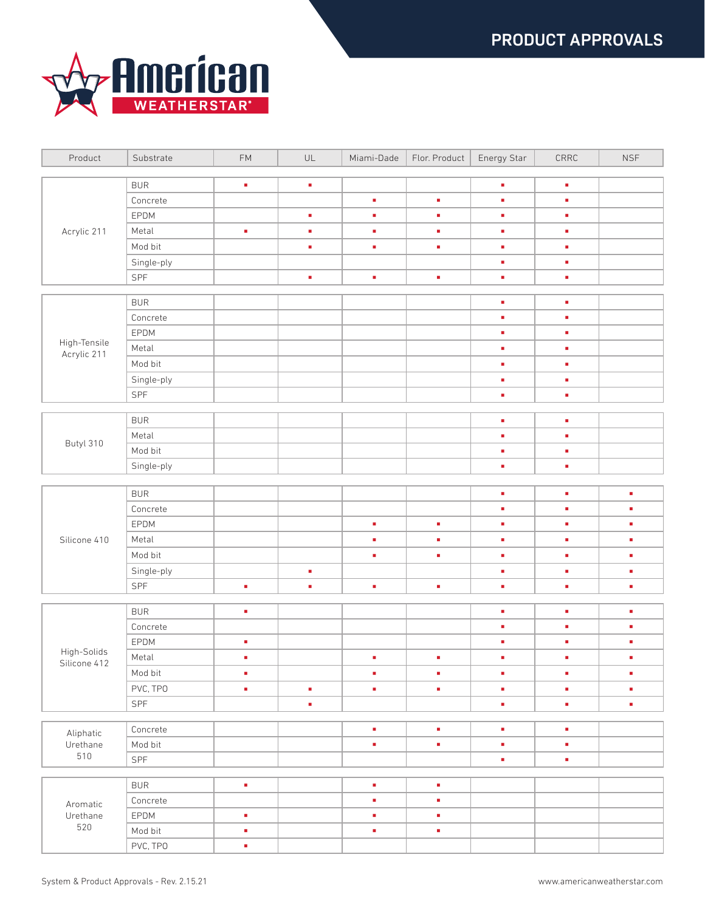# PRODUCT APPROVALS

American WEATHERSTAR®

| Product | Substrate | FM | UL | Miami-Dade | Flor. Product | Energy Star | CRRC | NSF |
|---|---|---|---|---|---|---|---|---|
| Acrylic 211 | BUR | ▪ | ▪ | | | ▪ | ▪ | |
| | Concrete | | | ▪ | ▪ | ▪ | ▪ | |
| | EPDM | | ▪ | ▪ | ▪ | ▪ | ▪ | |
| | Metal | ▪ | ▪ | ▪ | ▪ | ▪ | ▪ | |
| | Mod bit | | ▪ | ▪ | ▪ | ▪ | ▪ | |
| | Single-ply | | | | | ▪ | ▪ | |
| | SPF | | ▪ | ▪ | ▪ | ▪ | ▪ | |
| High-Tensile Acrylic 211 | BUR | | | | | ▪ | ▪ | |
| | Concrete | | | | | ▪ | ▪ | |
| | EPDM | | | | | ▪ | ▪ | |
| | Metal | | | | | ▪ | ▪ | |
| | Mod bit | | | | | ▪ | ▪ | |
| | Single-ply | | | | | ▪ | ▪ | |
| | SPF | | | | | ▪ | ▪ | |
| Butyl 310 | BUR | | | | | ▪ | ▪ | |
| | Metal | | | | | ▪ | ▪ | |
| | Mod bit | | | | | ▪ | ▪ | |
| | Single-ply | | | | | ▪ | ▪ | |
| Silicone 410 | BUR | | | | | ▪ | ▪ | ▪ |
| | Concrete | | | | | ▪ | ▪ | ▪ |
| | EPDM | | | ▪ | ▪ | ▪ | ▪ | ▪ |
| | Metal | | | ▪ | ▪ | ▪ | ▪ | ▪ |
| | Mod bit | | | ▪ | ▪ | ▪ | ▪ | ▪ |
| | Single-ply | | ▪ | | | ▪ | ▪ | ▪ |
| | SPF | ▪ | ▪ | ▪ | ▪ | ▪ | ▪ | ▪ |
| High-Solids Silicone 412 | BUR | ▪ | | | | ▪ | ▪ | ▪ |
| | Concrete | | | | | ▪ | ▪ | ▪ |
| | EPDM | ▪ | | | | ▪ | ▪ | ▪ |
| | Metal | ▪ | | ▪ | ▪ | ▪ | ▪ | ▪ |
| | Mod bit | ▪ | | ▪ | ▪ | ▪ | ▪ | ▪ |
| | PVC, TPO | ▪ | ▪ | ▪ | ▪ | ▪ | ▪ | ▪ |
| | SPF | | ▪ | | | ▪ | ▪ | ▪ |
| Aliphatic Urethane 510 | Concrete | | | ▪ | ▪ | ▪ | ▪ | |
| | Mod bit | | | ▪ | ▪ | ▪ | ▪ | |
| | SPF | | | | | ▪ | ▪ | |
| Aromatic Urethane 520 | BUR | ▪ | | ▪ | ▪ | | | |
| | Concrete | | | ▪ | ▪ | | | |
| | EPDM | ▪ | | ▪ | ▪ | | | |
| | Mod bit | ▪ | | ▪ | ▪ | | | |
| | PVC, TPO | ▪ | | | | | | |

System & Product Approvals - Rev. 2.15.21

www.americanweatherstar.com